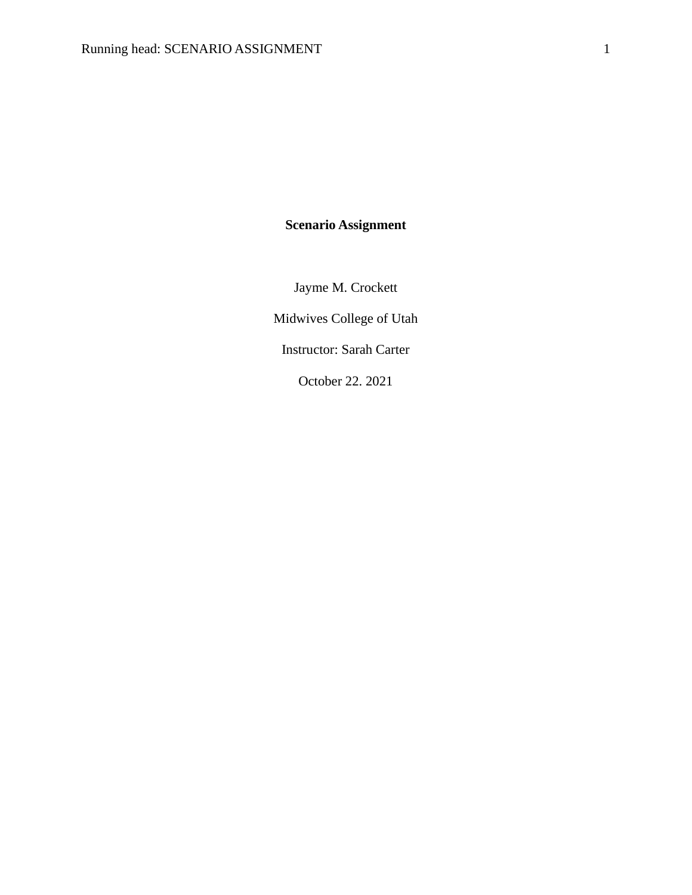# Scenario Assignment

Jayme M. Crockett

Midwives College of Utah

Instructor: Sarah Carter

October 22. 2021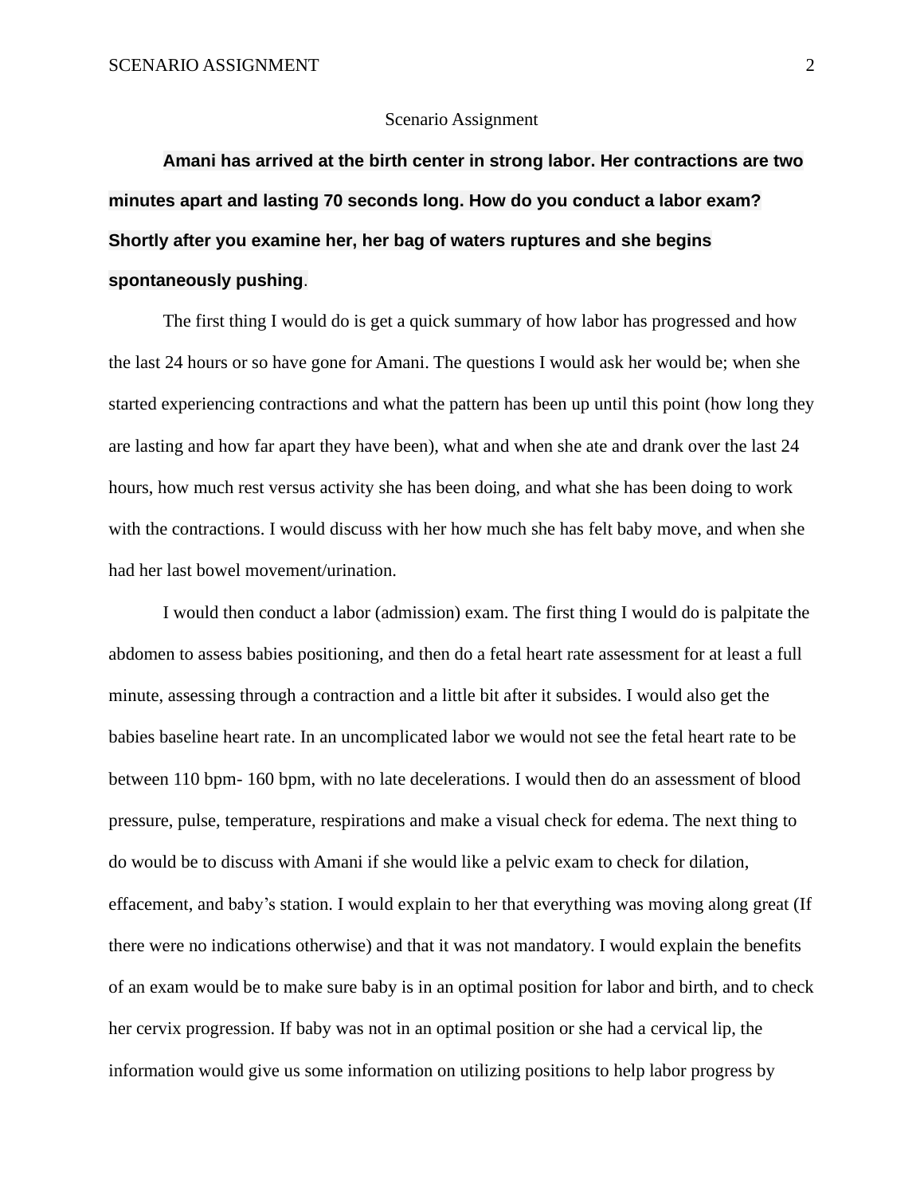Scenario Assignment

**Amani has arrived at the birth center in strong labor. Her contractions are two minutes apart and lasting 70 seconds long. How do you conduct a labor exam? Shortly after you examine her, her bag of waters ruptures and she begins spontaneously pushing**.

The first thing I would do is get a quick summary of how labor has progressed and how the last 24 hours or so have gone for Amani. The questions I would ask her would be; when she started experiencing contractions and what the pattern has been up until this point (how long they are lasting and how far apart they have been), what and when she ate and drank over the last 24 hours, how much rest versus activity she has been doing, and what she has been doing to work with the contractions. I would discuss with her how much she has felt baby move, and when she had her last bowel movement/urination.

I would then conduct a labor (admission) exam. The first thing I would do is palpitate the abdomen to assess babies positioning, and then do a fetal heart rate assessment for at least a full minute, assessing through a contraction and a little bit after it subsides. I would also get the babies baseline heart rate. In an uncomplicated labor we would not see the fetal heart rate to be between 110 bpm- 160 bpm, with no late decelerations. I would then do an assessment of blood pressure, pulse, temperature, respirations and make a visual check for edema. The next thing to do would be to discuss with Amani if she would like a pelvic exam to check for dilation, effacement, and baby's station. I would explain to her that everything was moving along great (If there were no indications otherwise) and that it was not mandatory. I would explain the benefits of an exam would be to make sure baby is in an optimal position for labor and birth, and to check her cervix progression. If baby was not in an optimal position or she had a cervical lip, the information would give us some information on utilizing positions to help labor progress by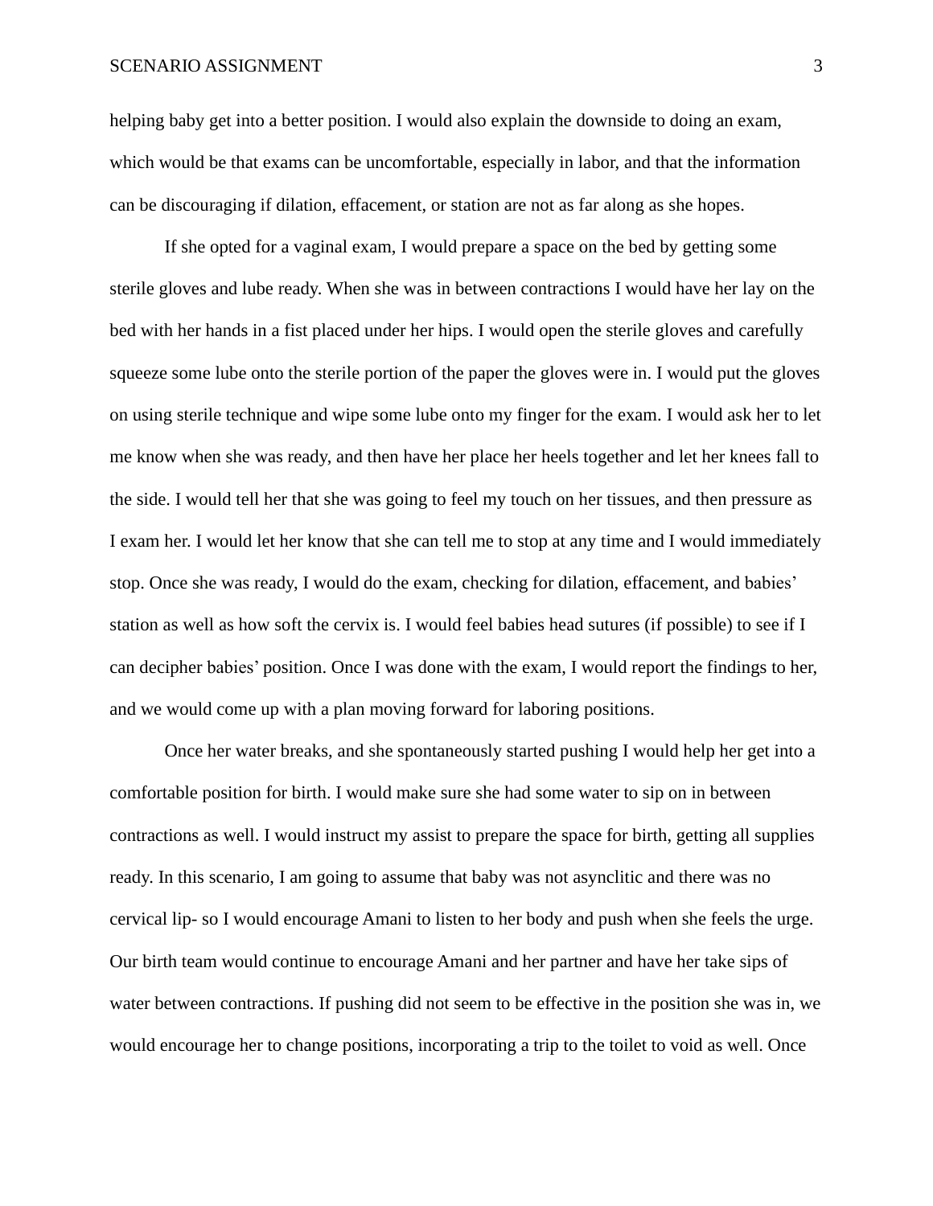helping baby get into a better position. I would also explain the downside to doing an exam, which would be that exams can be uncomfortable, especially in labor, and that the information can be discouraging if dilation, effacement, or station are not as far along as she hopes.

If she opted for a vaginal exam, I would prepare a space on the bed by getting some sterile gloves and lube ready. When she was in between contractions I would have her lay on the bed with her hands in a fist placed under her hips. I would open the sterile gloves and carefully squeeze some lube onto the sterile portion of the paper the gloves were in. I would put the gloves on using sterile technique and wipe some lube onto my finger for the exam. I would ask her to let me know when she was ready, and then have her place her heels together and let her knees fall to the side. I would tell her that she was going to feel my touch on her tissues, and then pressure as I exam her. I would let her know that she can tell me to stop at any time and I would immediately stop. Once she was ready, I would do the exam, checking for dilation, effacement, and babies' station as well as how soft the cervix is. I would feel babies head sutures (if possible) to see if I can decipher babies' position. Once I was done with the exam, I would report the findings to her, and we would come up with a plan moving forward for laboring positions.

Once her water breaks, and she spontaneously started pushing I would help her get into a comfortable position for birth. I would make sure she had some water to sip on in between contractions as well. I would instruct my assist to prepare the space for birth, getting all supplies ready. In this scenario, I am going to assume that baby was not asynclitic and there was no cervical lip- so I would encourage Amani to listen to her body and push when she feels the urge. Our birth team would continue to encourage Amani and her partner and have her take sips of water between contractions. If pushing did not seem to be effective in the position she was in, we would encourage her to change positions, incorporating a trip to the toilet to void as well. Once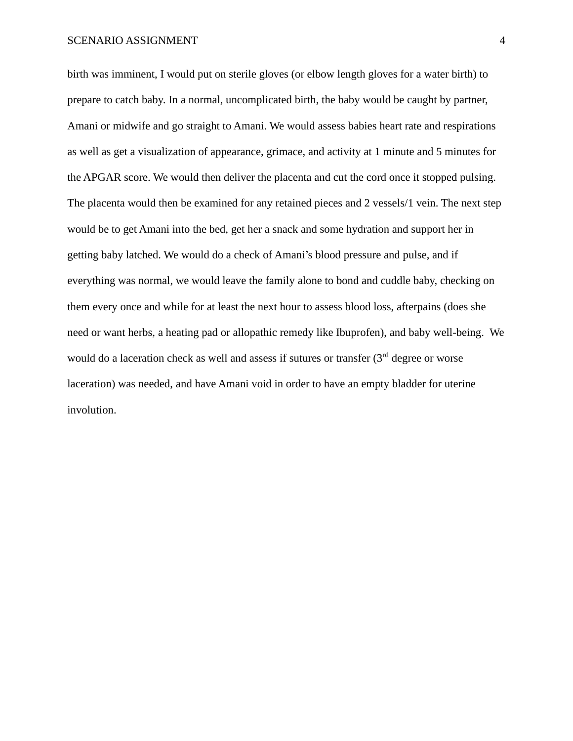birth was imminent, I would put on sterile gloves (or elbow length gloves for a water birth) to prepare to catch baby. In a normal, uncomplicated birth, the baby would be caught by partner, Amani or midwife and go straight to Amani. We would assess babies heart rate and respirations as well as get a visualization of appearance, grimace, and activity at 1 minute and 5 minutes for the APGAR score. We would then deliver the placenta and cut the cord once it stopped pulsing. The placenta would then be examined for any retained pieces and 2 vessels/1 vein. The next step would be to get Amani into the bed, get her a snack and some hydration and support her in getting baby latched. We would do a check of Amani's blood pressure and pulse, and if everything was normal, we would leave the family alone to bond and cuddle baby, checking on them every once and while for at least the next hour to assess blood loss, afterpains (does she need or want herbs, a heating pad or allopathic remedy like Ibuprofen), and baby well-being. We would do a laceration check as well and assess if sutures or transfer (3rd degree or worse laceration) was needed, and have Amani void in order to have an empty bladder for uterine involution.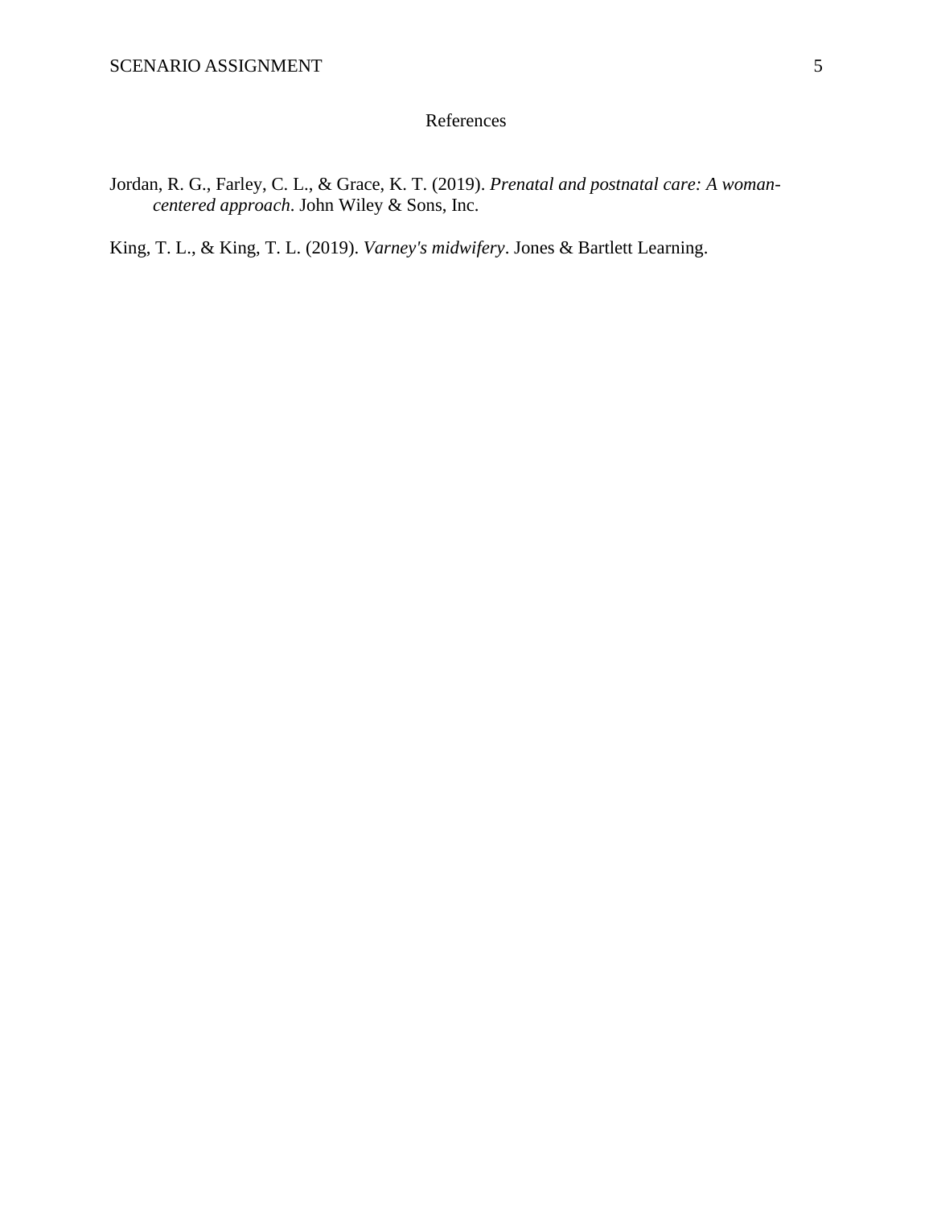# References

Jordan, R. G., Farley, C. L., & Grace, K. T. (2019). *Prenatal and postnatal care: A woman-centered approach*. John Wiley & Sons, Inc.

King, T. L., & King, T. L. (2019). *Varney's midwifery*. Jones & Bartlett Learning.